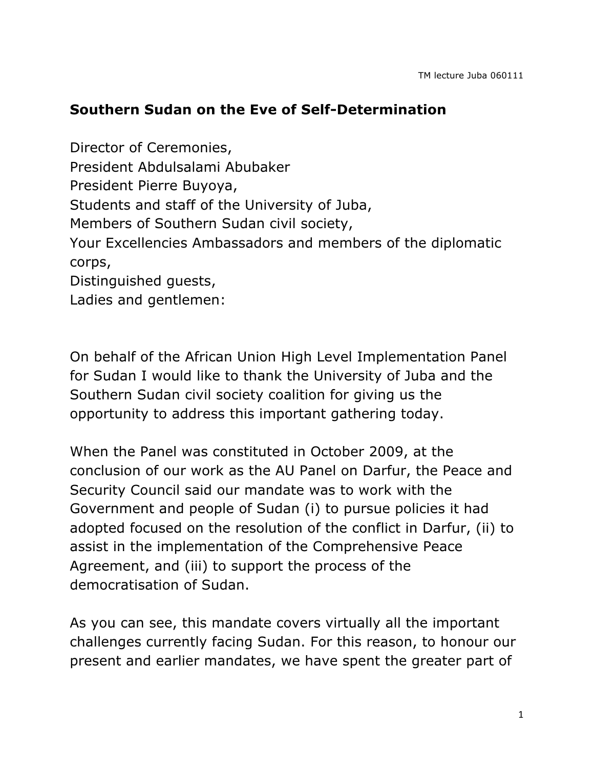TM lecture Juba 060111

## Southern Sudan on the Eve of Self-Determination

Director of Ceremonies,
President Abdulsalami Abubaker
President Pierre Buyoya,
Students and staff of the University of Juba,
Members of Southern Sudan civil society,
Your Excellencies Ambassadors and members of the diplomatic corps,
Distinguished guests,
Ladies and gentlemen:

On behalf of the African Union High Level Implementation Panel for Sudan I would like to thank the University of Juba and the Southern Sudan civil society coalition for giving us the opportunity to address this important gathering today.

When the Panel was constituted in October 2009, at the conclusion of our work as the AU Panel on Darfur, the Peace and Security Council said our mandate was to work with the Government and people of Sudan (i) to pursue policies it had adopted focused on the resolution of the conflict in Darfur, (ii) to assist in the implementation of the Comprehensive Peace Agreement, and (iii) to support the process of the democratisation of Sudan.

As you can see, this mandate covers virtually all the important challenges currently facing Sudan. For this reason, to honour our present and earlier mandates, we have spent the greater part of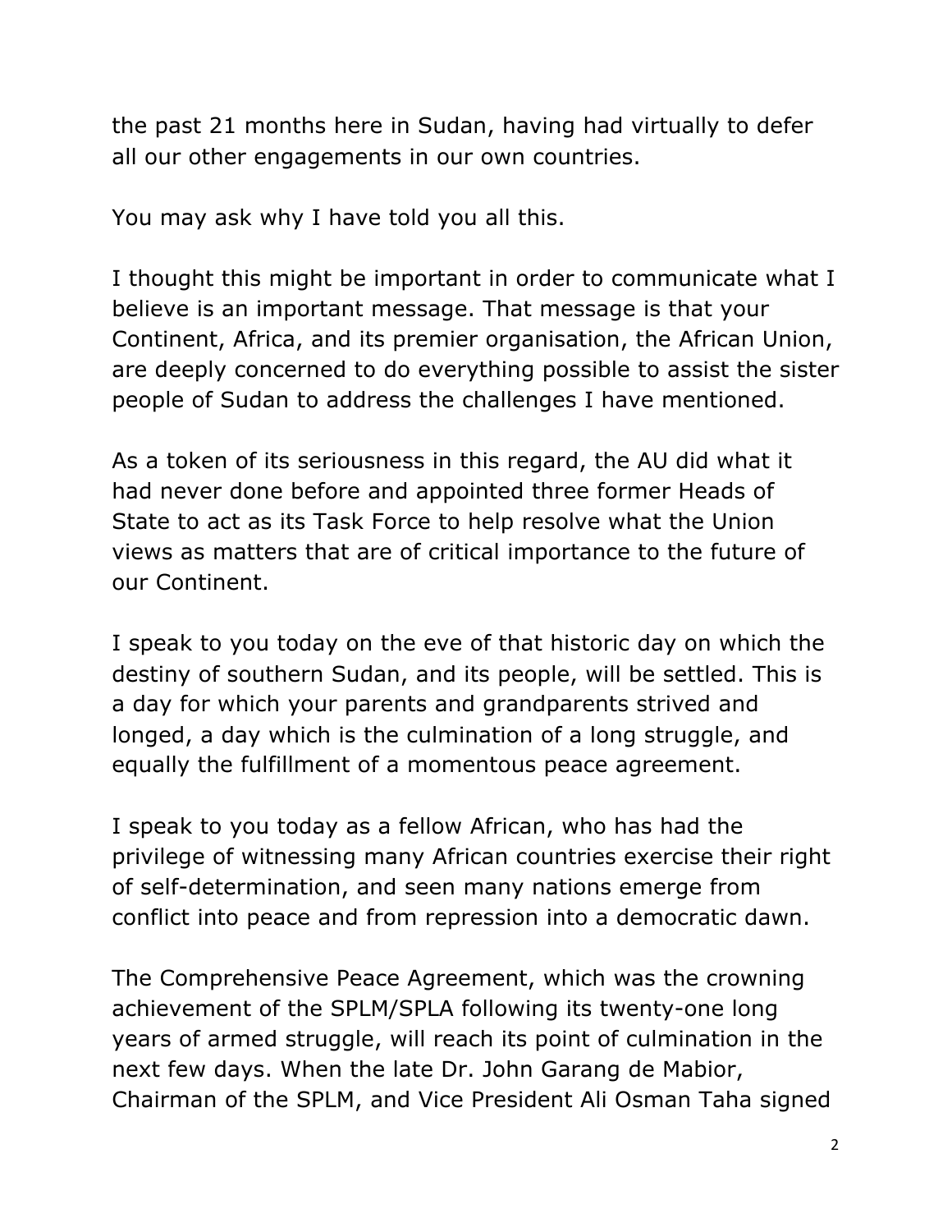the past 21 months here in Sudan, having had virtually to defer all our other engagements in our own countries.

You may ask why I have told you all this.

I thought this might be important in order to communicate what I believe is an important message. That message is that your Continent, Africa, and its premier organisation, the African Union, are deeply concerned to do everything possible to assist the sister people of Sudan to address the challenges I have mentioned.

As a token of its seriousness in this regard, the AU did what it had never done before and appointed three former Heads of State to act as its Task Force to help resolve what the Union views as matters that are of critical importance to the future of our Continent.

I speak to you today on the eve of that historic day on which the destiny of southern Sudan, and its people, will be settled. This is a day for which your parents and grandparents strived and longed, a day which is the culmination of a long struggle, and equally the fulfillment of a momentous peace agreement.

I speak to you today as a fellow African, who has had the privilege of witnessing many African countries exercise their right of self-determination, and seen many nations emerge from conflict into peace and from repression into a democratic dawn.

The Comprehensive Peace Agreement, which was the crowning achievement of the SPLM/SPLA following its twenty-one long years of armed struggle, will reach its point of culmination in the next few days. When the late Dr. John Garang de Mabior, Chairman of the SPLM, and Vice President Ali Osman Taha signed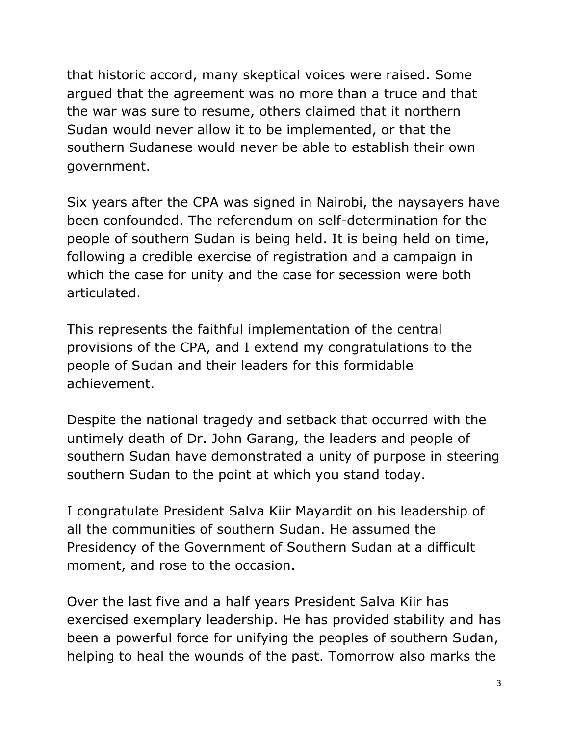that historic accord, many skeptical voices were raised. Some argued that the agreement was no more than a truce and that the war was sure to resume, others claimed that it northern Sudan would never allow it to be implemented, or that the southern Sudanese would never be able to establish their own government.

Six years after the CPA was signed in Nairobi, the naysayers have been confounded. The referendum on self-determination for the people of southern Sudan is being held. It is being held on time, following a credible exercise of registration and a campaign in which the case for unity and the case for secession were both articulated.

This represents the faithful implementation of the central provisions of the CPA, and I extend my congratulations to the people of Sudan and their leaders for this formidable achievement.

Despite the national tragedy and setback that occurred with the untimely death of Dr. John Garang, the leaders and people of southern Sudan have demonstrated a unity of purpose in steering southern Sudan to the point at which you stand today.

I congratulate President Salva Kiir Mayardit on his leadership of all the communities of southern Sudan. He assumed the Presidency of the Government of Southern Sudan at a difficult moment, and rose to the occasion.

Over the last five and a half years President Salva Kiir has exercised exemplary leadership. He has provided stability and has been a powerful force for unifying the peoples of southern Sudan, helping to heal the wounds of the past. Tomorrow also marks the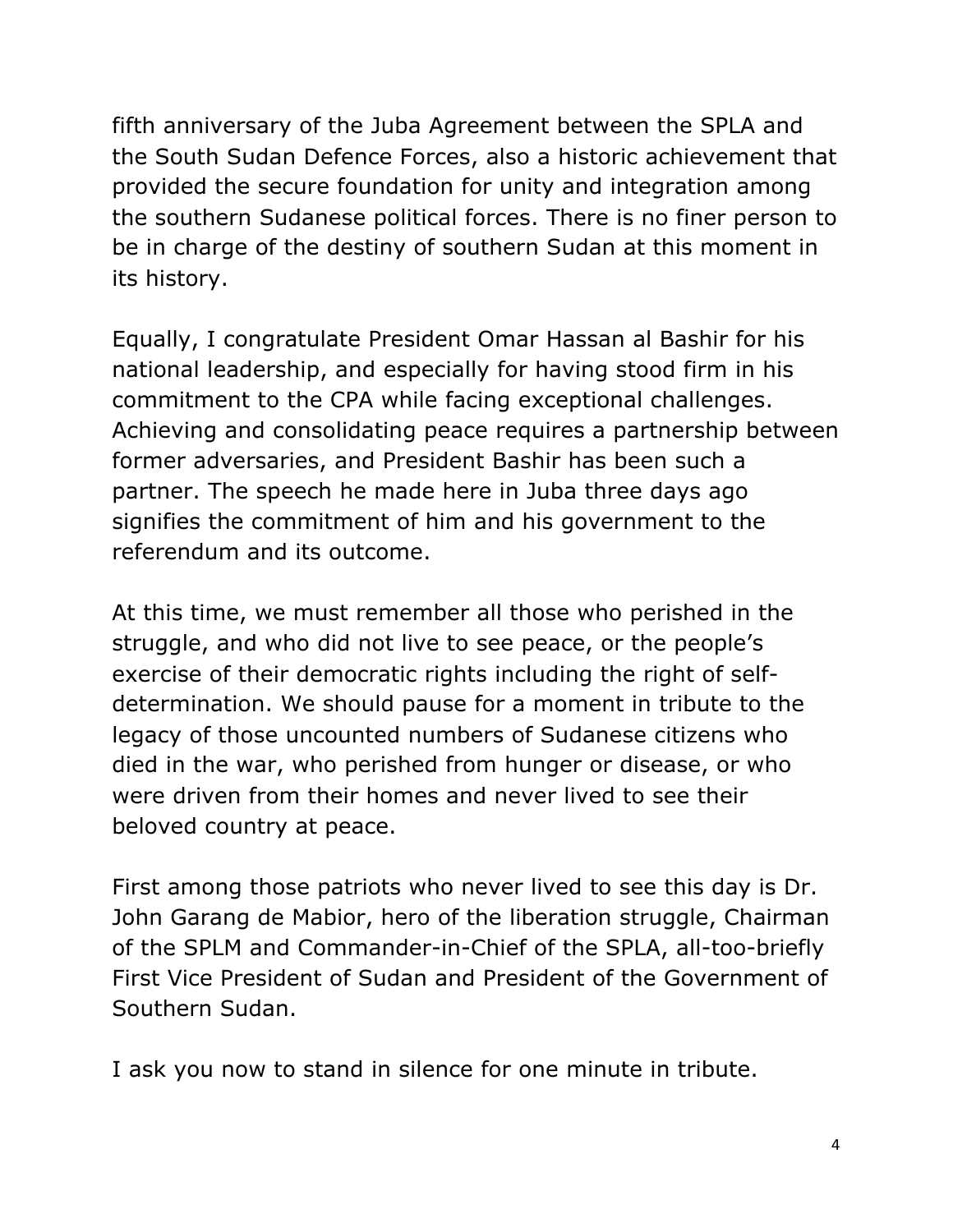fifth anniversary of the Juba Agreement between the SPLA and the South Sudan Defence Forces, also a historic achievement that provided the secure foundation for unity and integration among the southern Sudanese political forces. There is no finer person to be in charge of the destiny of southern Sudan at this moment in its history.

Equally, I congratulate President Omar Hassan al Bashir for his national leadership, and especially for having stood firm in his commitment to the CPA while facing exceptional challenges. Achieving and consolidating peace requires a partnership between former adversaries, and President Bashir has been such a partner. The speech he made here in Juba three days ago signifies the commitment of him and his government to the referendum and its outcome.

At this time, we must remember all those who perished in the struggle, and who did not live to see peace, or the people's exercise of their democratic rights including the right of self-determination. We should pause for a moment in tribute to the legacy of those uncounted numbers of Sudanese citizens who died in the war, who perished from hunger or disease, or who were driven from their homes and never lived to see their beloved country at peace.

First among those patriots who never lived to see this day is Dr. John Garang de Mabior, hero of the liberation struggle, Chairman of the SPLM and Commander-in-Chief of the SPLA, all-too-briefly First Vice President of Sudan and President of the Government of Southern Sudan.

I ask you now to stand in silence for one minute in tribute.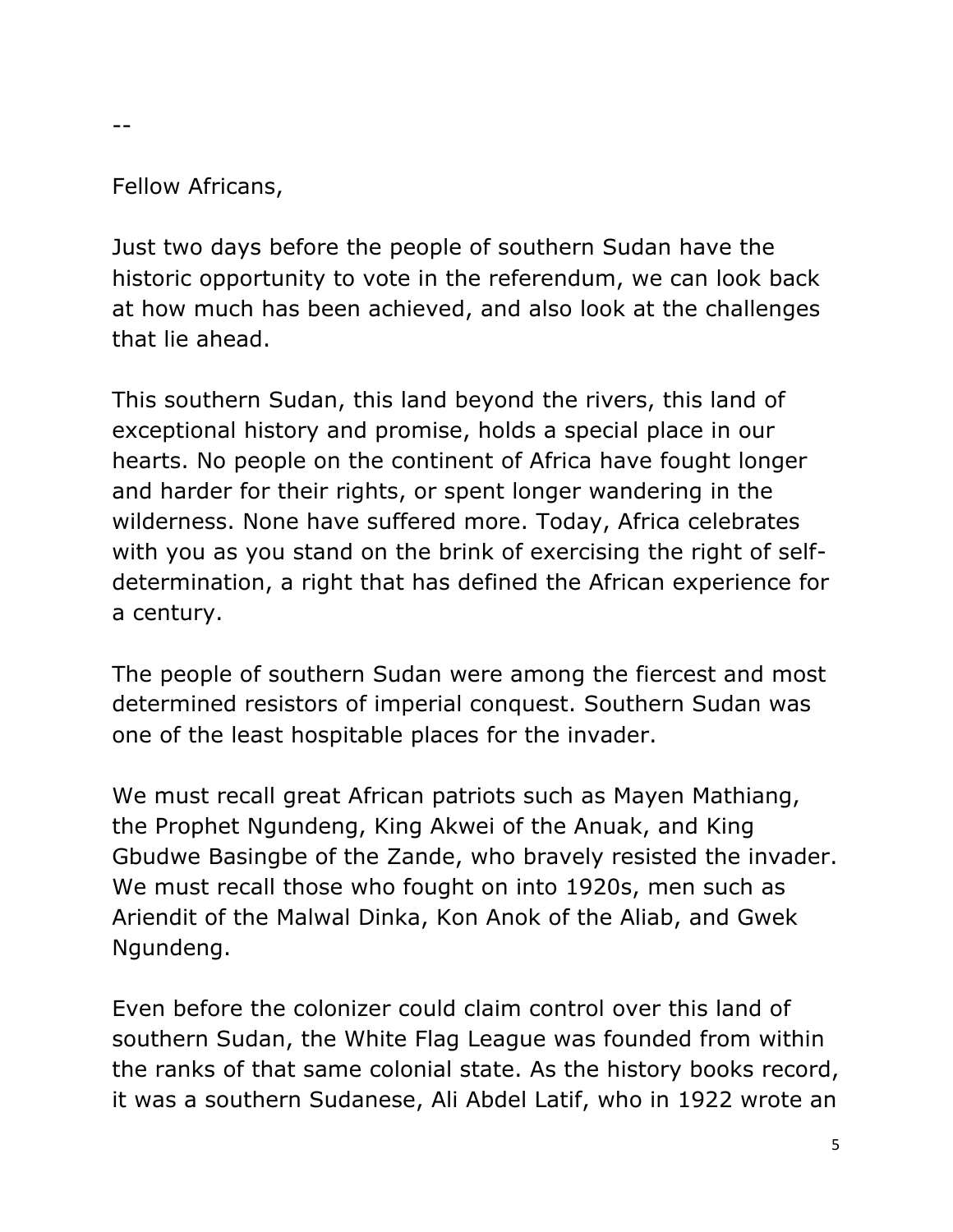--

Fellow Africans,

Just two days before the people of southern Sudan have the historic opportunity to vote in the referendum, we can look back at how much has been achieved, and also look at the challenges that lie ahead.

This southern Sudan, this land beyond the rivers, this land of exceptional history and promise, holds a special place in our hearts. No people on the continent of Africa have fought longer and harder for their rights, or spent longer wandering in the wilderness. None have suffered more. Today, Africa celebrates with you as you stand on the brink of exercising the right of self-determination, a right that has defined the African experience for a century.

The people of southern Sudan were among the fiercest and most determined resistors of imperial conquest. Southern Sudan was one of the least hospitable places for the invader.

We must recall great African patriots such as Mayen Mathiang, the Prophet Ngundeng, King Akwei of the Anuak, and King Gbudwe Basingbe of the Zande, who bravely resisted the invader. We must recall those who fought on into 1920s, men such as Ariendit of the Malwal Dinka, Kon Anok of the Aliab, and Gwek Ngundeng.

Even before the colonizer could claim control over this land of southern Sudan, the White Flag League was founded from within the ranks of that same colonial state. As the history books record, it was a southern Sudanese, Ali Abdel Latif, who in 1922 wrote an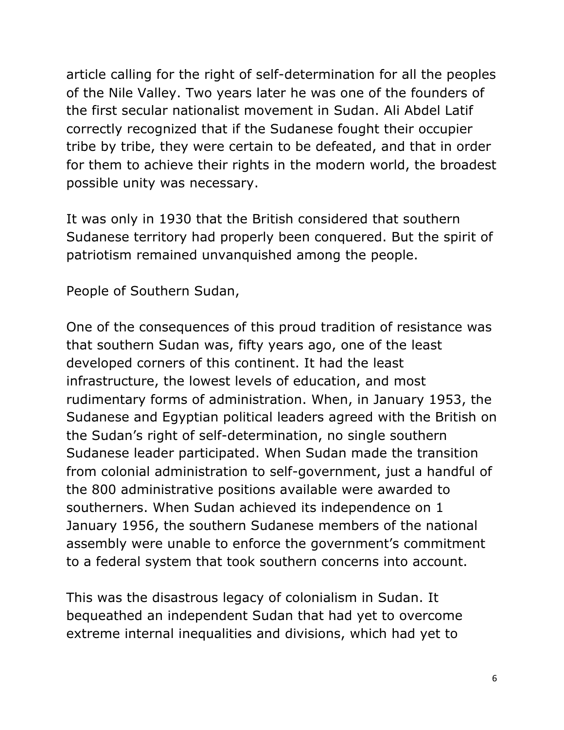article calling for the right of self-determination for all the peoples of the Nile Valley. Two years later he was one of the founders of the first secular nationalist movement in Sudan. Ali Abdel Latif correctly recognized that if the Sudanese fought their occupier tribe by tribe, they were certain to be defeated, and that in order for them to achieve their rights in the modern world, the broadest possible unity was necessary.

It was only in 1930 that the British considered that southern Sudanese territory had properly been conquered. But the spirit of patriotism remained unvanquished among the people.

People of Southern Sudan,

One of the consequences of this proud tradition of resistance was that southern Sudan was, fifty years ago, one of the least developed corners of this continent. It had the least infrastructure, the lowest levels of education, and most rudimentary forms of administration. When, in January 1953, the Sudanese and Egyptian political leaders agreed with the British on the Sudan's right of self-determination, no single southern Sudanese leader participated. When Sudan made the transition from colonial administration to self-government, just a handful of the 800 administrative positions available were awarded to southerners. When Sudan achieved its independence on 1 January 1956, the southern Sudanese members of the national assembly were unable to enforce the government's commitment to a federal system that took southern concerns into account.

This was the disastrous legacy of colonialism in Sudan. It bequeathed an independent Sudan that had yet to overcome extreme internal inequalities and divisions, which had yet to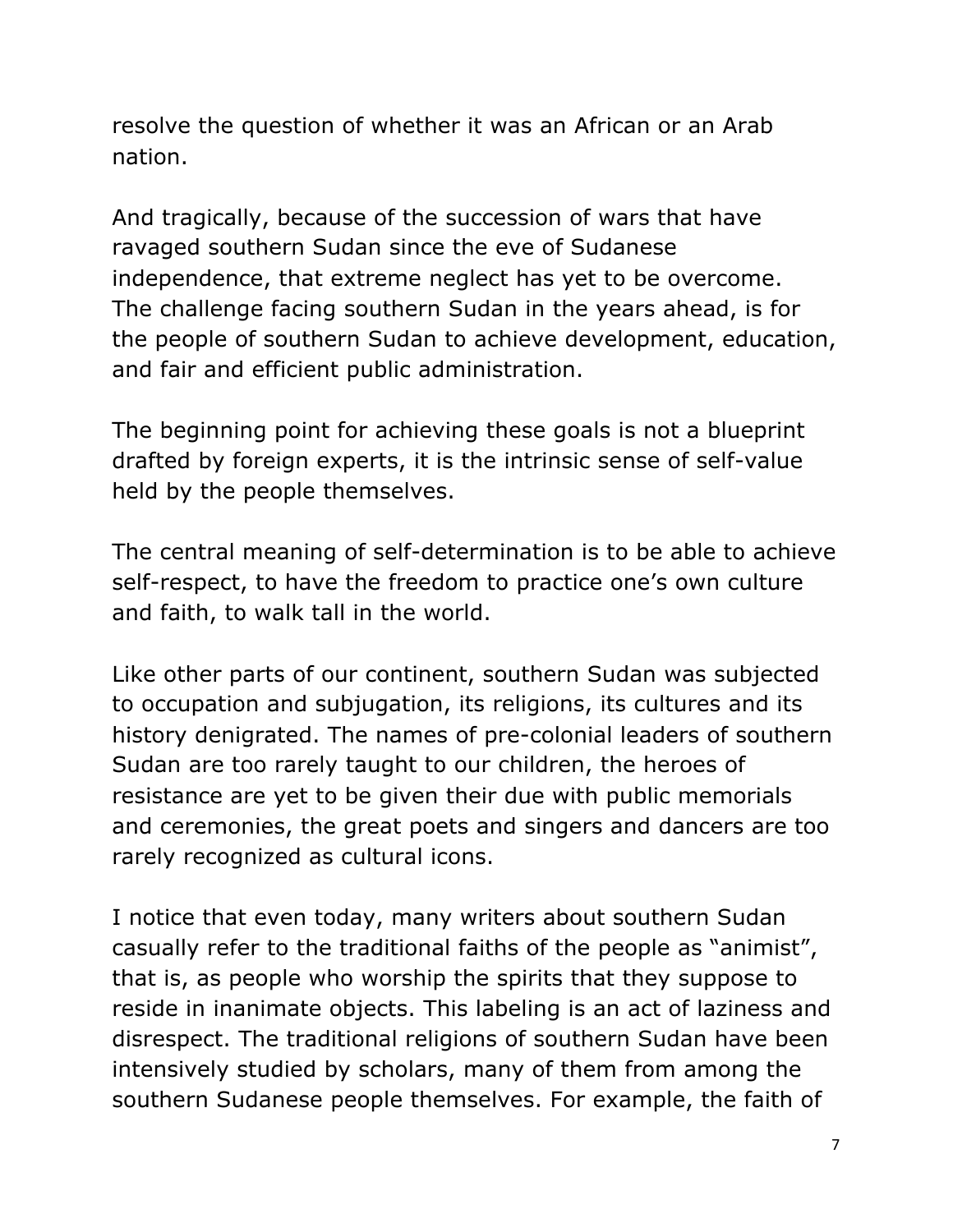resolve the question of whether it was an African or an Arab nation.

And tragically, because of the succession of wars that have ravaged southern Sudan since the eve of Sudanese independence, that extreme neglect has yet to be overcome. The challenge facing southern Sudan in the years ahead, is for the people of southern Sudan to achieve development, education, and fair and efficient public administration.

The beginning point for achieving these goals is not a blueprint drafted by foreign experts, it is the intrinsic sense of self-value held by the people themselves.

The central meaning of self-determination is to be able to achieve self-respect, to have the freedom to practice one's own culture and faith, to walk tall in the world.

Like other parts of our continent, southern Sudan was subjected to occupation and subjugation, its religions, its cultures and its history denigrated. The names of pre-colonial leaders of southern Sudan are too rarely taught to our children, the heroes of resistance are yet to be given their due with public memorials and ceremonies, the great poets and singers and dancers are too rarely recognized as cultural icons.

I notice that even today, many writers about southern Sudan casually refer to the traditional faiths of the people as "animist", that is, as people who worship the spirits that they suppose to reside in inanimate objects. This labeling is an act of laziness and disrespect. The traditional religions of southern Sudan have been intensively studied by scholars, many of them from among the southern Sudanese people themselves. For example, the faith of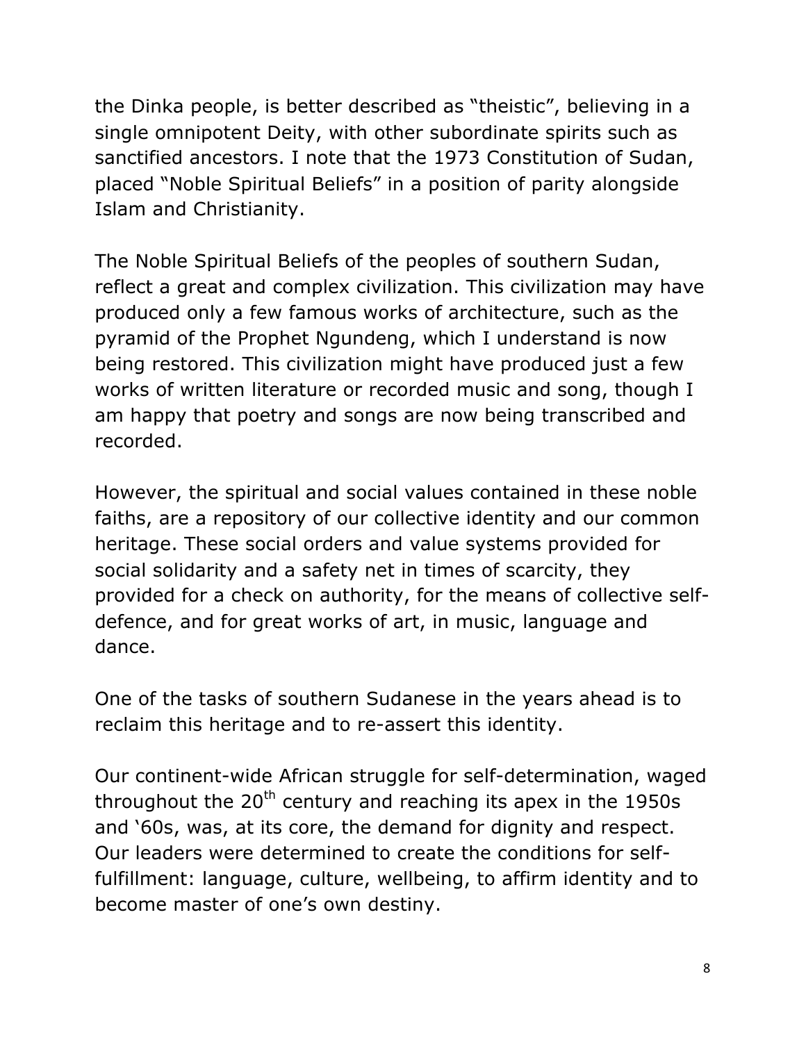the Dinka people, is better described as "theistic", believing in a single omnipotent Deity, with other subordinate spirits such as sanctified ancestors. I note that the 1973 Constitution of Sudan, placed "Noble Spiritual Beliefs" in a position of parity alongside Islam and Christianity.

The Noble Spiritual Beliefs of the peoples of southern Sudan, reflect a great and complex civilization. This civilization may have produced only a few famous works of architecture, such as the pyramid of the Prophet Ngundeng, which I understand is now being restored. This civilization might have produced just a few works of written literature or recorded music and song, though I am happy that poetry and songs are now being transcribed and recorded.

However, the spiritual and social values contained in these noble faiths, are a repository of our collective identity and our common heritage. These social orders and value systems provided for social solidarity and a safety net in times of scarcity, they provided for a check on authority, for the means of collective self-defence, and for great works of art, in music, language and dance.

One of the tasks of southern Sudanese in the years ahead is to reclaim this heritage and to re-assert this identity.

Our continent-wide African struggle for self-determination, waged throughout the 20th century and reaching its apex in the 1950s and '60s, was, at its core, the demand for dignity and respect. Our leaders were determined to create the conditions for self-fulfillment: language, culture, wellbeing, to affirm identity and to become master of one's own destiny.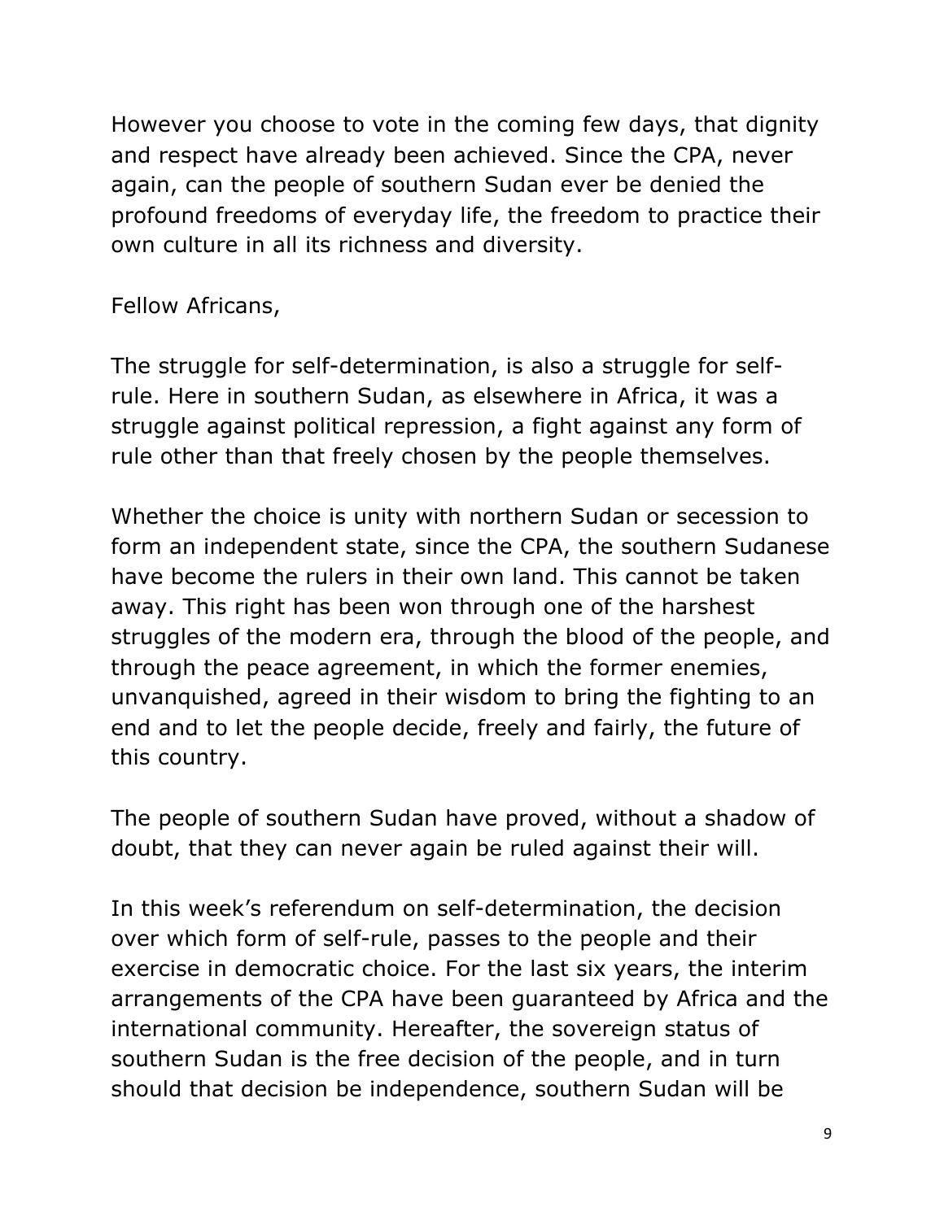However you choose to vote in the coming few days, that dignity and respect have already been achieved. Since the CPA, never again, can the people of southern Sudan ever be denied the profound freedoms of everyday life, the freedom to practice their own culture in all its richness and diversity.

Fellow Africans,

The struggle for self-determination, is also a struggle for self-rule. Here in southern Sudan, as elsewhere in Africa, it was a struggle against political repression, a fight against any form of rule other than that freely chosen by the people themselves.

Whether the choice is unity with northern Sudan or secession to form an independent state, since the CPA, the southern Sudanese have become the rulers in their own land. This cannot be taken away. This right has been won through one of the harshest struggles of the modern era, through the blood of the people, and through the peace agreement, in which the former enemies, unvanquished, agreed in their wisdom to bring the fighting to an end and to let the people decide, freely and fairly, the future of this country.

The people of southern Sudan have proved, without a shadow of doubt, that they can never again be ruled against their will.

In this week's referendum on self-determination, the decision over which form of self-rule, passes to the people and their exercise in democratic choice. For the last six years, the interim arrangements of the CPA have been guaranteed by Africa and the international community. Hereafter, the sovereign status of southern Sudan is the free decision of the people, and in turn should that decision be independence, southern Sudan will be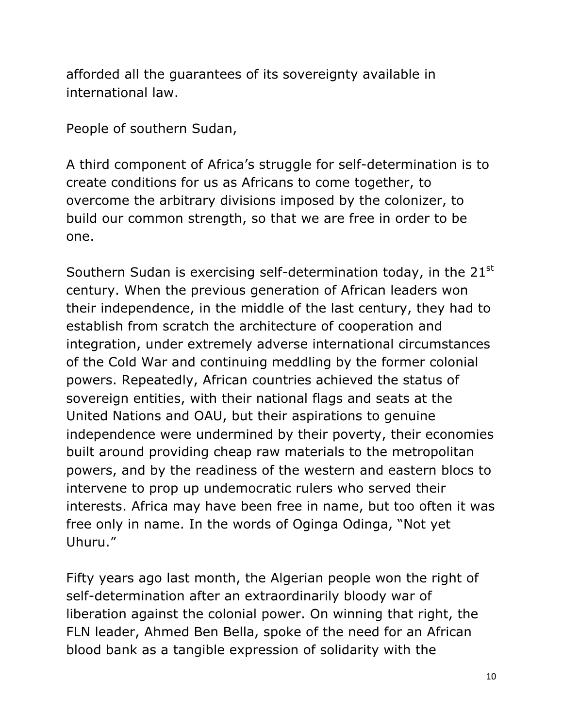afforded all the guarantees of its sovereignty available in international law.

People of southern Sudan,

A third component of Africa's struggle for self-determination is to create conditions for us as Africans to come together, to overcome the arbitrary divisions imposed by the colonizer, to build our common strength, so that we are free in order to be one.

Southern Sudan is exercising self-determination today, in the 21st century. When the previous generation of African leaders won their independence, in the middle of the last century, they had to establish from scratch the architecture of cooperation and integration, under extremely adverse international circumstances of the Cold War and continuing meddling by the former colonial powers. Repeatedly, African countries achieved the status of sovereign entities, with their national flags and seats at the United Nations and OAU, but their aspirations to genuine independence were undermined by their poverty, their economies built around providing cheap raw materials to the metropolitan powers, and by the readiness of the western and eastern blocs to intervene to prop up undemocratic rulers who served their interests. Africa may have been free in name, but too often it was free only in name. In the words of Oginga Odinga, "Not yet Uhuru."

Fifty years ago last month, the Algerian people won the right of self-determination after an extraordinarily bloody war of liberation against the colonial power. On winning that right, the FLN leader, Ahmed Ben Bella, spoke of the need for an African blood bank as a tangible expression of solidarity with the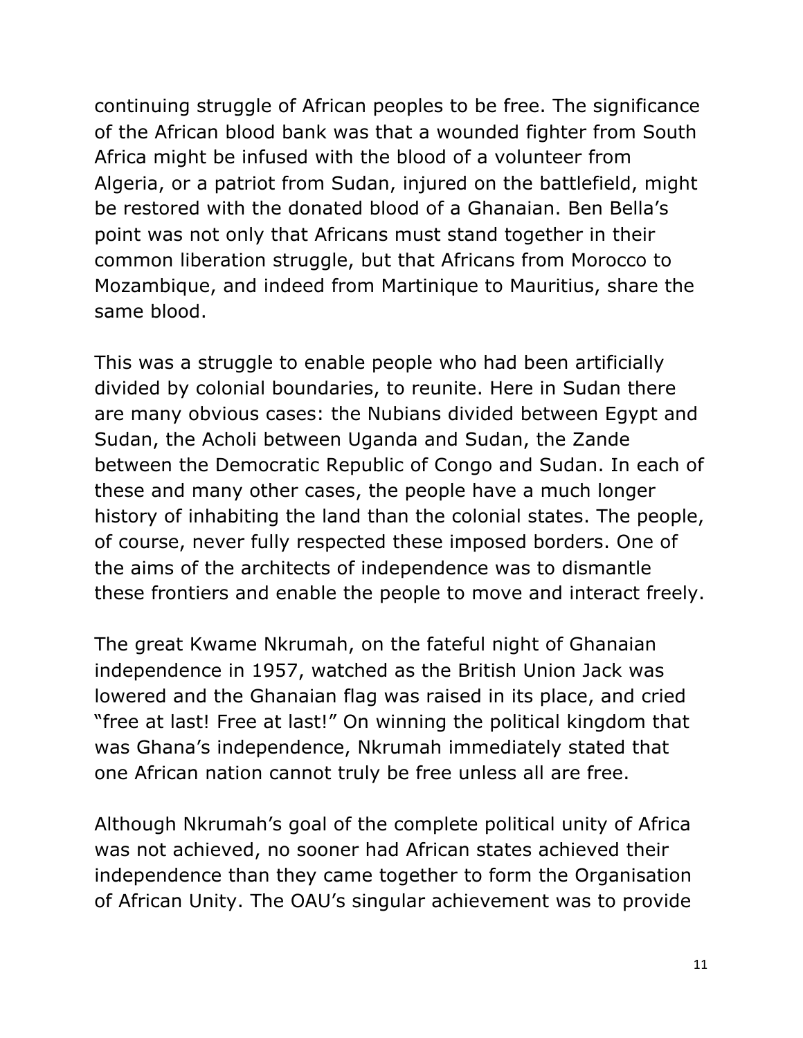continuing struggle of African peoples to be free. The significance of the African blood bank was that a wounded fighter from South Africa might be infused with the blood of a volunteer from Algeria, or a patriot from Sudan, injured on the battlefield, might be restored with the donated blood of a Ghanaian. Ben Bella's point was not only that Africans must stand together in their common liberation struggle, but that Africans from Morocco to Mozambique, and indeed from Martinique to Mauritius, share the same blood.

This was a struggle to enable people who had been artificially divided by colonial boundaries, to reunite. Here in Sudan there are many obvious cases: the Nubians divided between Egypt and Sudan, the Acholi between Uganda and Sudan, the Zande between the Democratic Republic of Congo and Sudan. In each of these and many other cases, the people have a much longer history of inhabiting the land than the colonial states. The people, of course, never fully respected these imposed borders. One of the aims of the architects of independence was to dismantle these frontiers and enable the people to move and interact freely.

The great Kwame Nkrumah, on the fateful night of Ghanaian independence in 1957, watched as the British Union Jack was lowered and the Ghanaian flag was raised in its place, and cried "free at last! Free at last!" On winning the political kingdom that was Ghana's independence, Nkrumah immediately stated that one African nation cannot truly be free unless all are free.

Although Nkrumah's goal of the complete political unity of Africa was not achieved, no sooner had African states achieved their independence than they came together to form the Organisation of African Unity. The OAU's singular achievement was to provide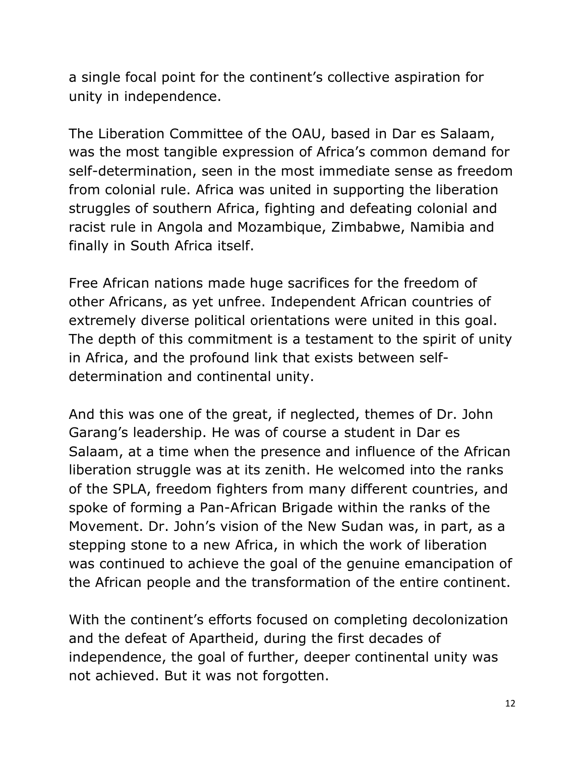a single focal point for the continent's collective aspiration for unity in independence.

The Liberation Committee of the OAU, based in Dar es Salaam, was the most tangible expression of Africa's common demand for self-determination, seen in the most immediate sense as freedom from colonial rule. Africa was united in supporting the liberation struggles of southern Africa, fighting and defeating colonial and racist rule in Angola and Mozambique, Zimbabwe, Namibia and finally in South Africa itself.

Free African nations made huge sacrifices for the freedom of other Africans, as yet unfree. Independent African countries of extremely diverse political orientations were united in this goal. The depth of this commitment is a testament to the spirit of unity in Africa, and the profound link that exists between self-determination and continental unity.

And this was one of the great, if neglected, themes of Dr. John Garang's leadership. He was of course a student in Dar es Salaam, at a time when the presence and influence of the African liberation struggle was at its zenith. He welcomed into the ranks of the SPLA, freedom fighters from many different countries, and spoke of forming a Pan-African Brigade within the ranks of the Movement. Dr. John's vision of the New Sudan was, in part, as a stepping stone to a new Africa, in which the work of liberation was continued to achieve the goal of the genuine emancipation of the African people and the transformation of the entire continent.

With the continent's efforts focused on completing decolonization and the defeat of Apartheid, during the first decades of independence, the goal of further, deeper continental unity was not achieved. But it was not forgotten.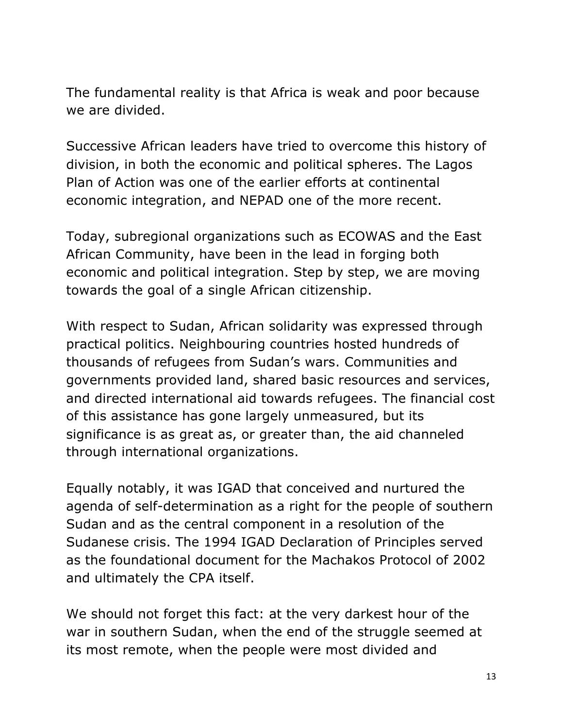The fundamental reality is that Africa is weak and poor because we are divided.

Successive African leaders have tried to overcome this history of division, in both the economic and political spheres. The Lagos Plan of Action was one of the earlier efforts at continental economic integration, and NEPAD one of the more recent.

Today, subregional organizations such as ECOWAS and the East African Community, have been in the lead in forging both economic and political integration. Step by step, we are moving towards the goal of a single African citizenship.

With respect to Sudan, African solidarity was expressed through practical politics. Neighbouring countries hosted hundreds of thousands of refugees from Sudan's wars. Communities and governments provided land, shared basic resources and services, and directed international aid towards refugees. The financial cost of this assistance has gone largely unmeasured, but its significance is as great as, or greater than, the aid channeled through international organizations.

Equally notably, it was IGAD that conceived and nurtured the agenda of self-determination as a right for the people of southern Sudan and as the central component in a resolution of the Sudanese crisis. The 1994 IGAD Declaration of Principles served as the foundational document for the Machakos Protocol of 2002 and ultimately the CPA itself.

We should not forget this fact: at the very darkest hour of the war in southern Sudan, when the end of the struggle seemed at its most remote, when the people were most divided and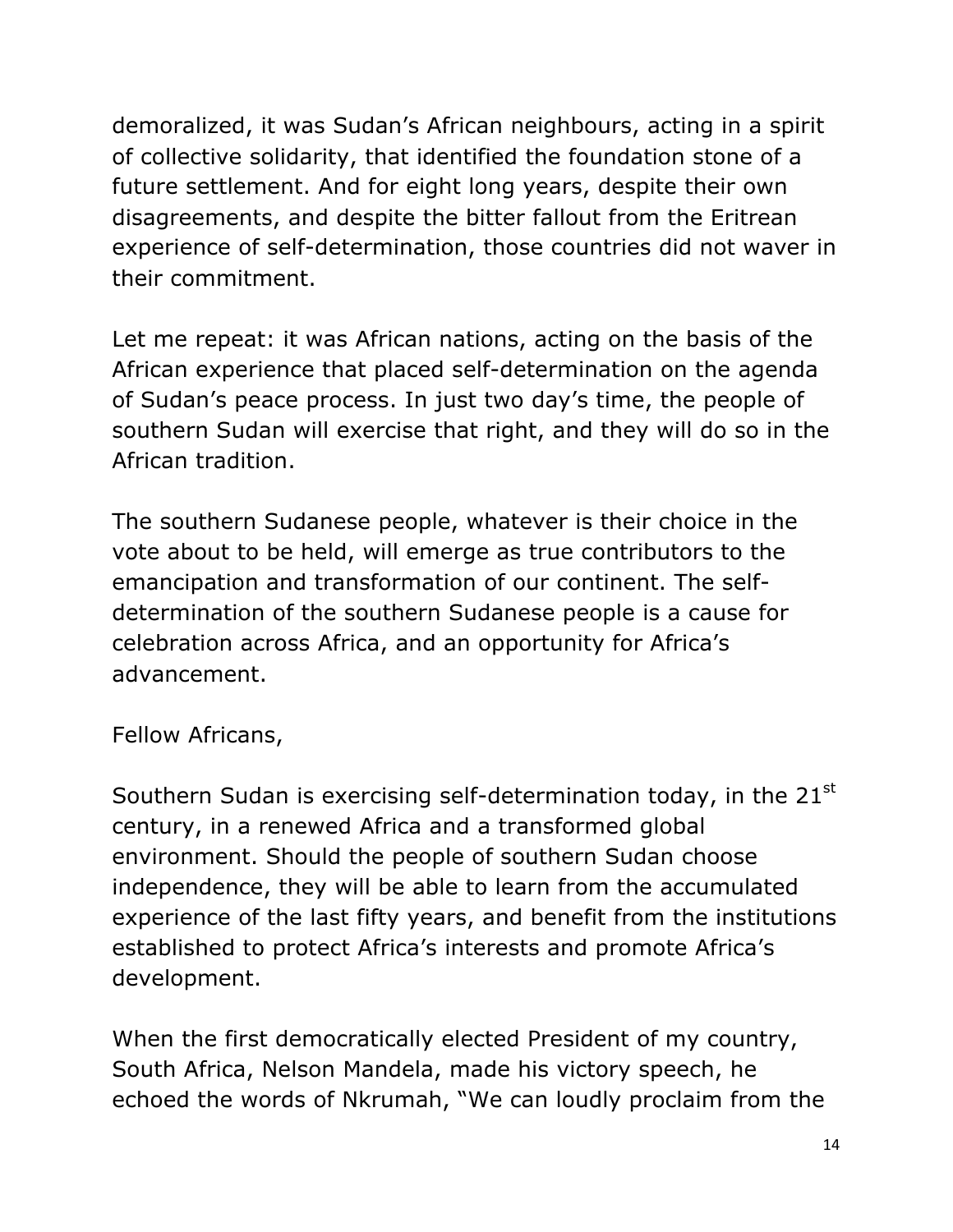demoralized, it was Sudan's African neighbours, acting in a spirit of collective solidarity, that identified the foundation stone of a future settlement. And for eight long years, despite their own disagreements, and despite the bitter fallout from the Eritrean experience of self-determination, those countries did not waver in their commitment.

Let me repeat: it was African nations, acting on the basis of the African experience that placed self-determination on the agenda of Sudan's peace process. In just two day's time, the people of southern Sudan will exercise that right, and they will do so in the African tradition.

The southern Sudanese people, whatever is their choice in the vote about to be held, will emerge as true contributors to the emancipation and transformation of our continent. The self-determination of the southern Sudanese people is a cause for celebration across Africa, and an opportunity for Africa's advancement.

Fellow Africans,

Southern Sudan is exercising self-determination today, in the 21st century, in a renewed Africa and a transformed global environment. Should the people of southern Sudan choose independence, they will be able to learn from the accumulated experience of the last fifty years, and benefit from the institutions established to protect Africa's interests and promote Africa's development.

When the first democratically elected President of my country, South Africa, Nelson Mandela, made his victory speech, he echoed the words of Nkrumah, "We can loudly proclaim from the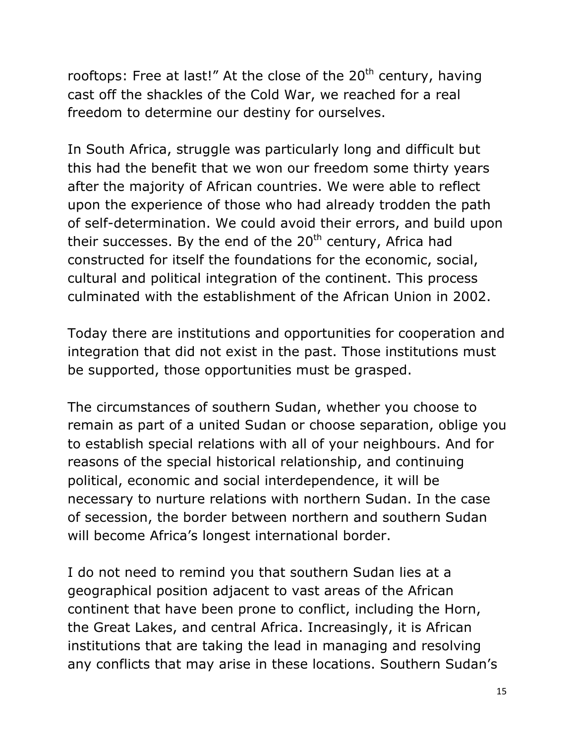rooftops: Free at last!" At the close of the 20th century, having cast off the shackles of the Cold War, we reached for a real freedom to determine our destiny for ourselves.

In South Africa, struggle was particularly long and difficult but this had the benefit that we won our freedom some thirty years after the majority of African countries. We were able to reflect upon the experience of those who had already trodden the path of self-determination. We could avoid their errors, and build upon their successes. By the end of the 20th century, Africa had constructed for itself the foundations for the economic, social, cultural and political integration of the continent. This process culminated with the establishment of the African Union in 2002.

Today there are institutions and opportunities for cooperation and integration that did not exist in the past. Those institutions must be supported, those opportunities must be grasped.

The circumstances of southern Sudan, whether you choose to remain as part of a united Sudan or choose separation, oblige you to establish special relations with all of your neighbours. And for reasons of the special historical relationship, and continuing political, economic and social interdependence, it will be necessary to nurture relations with northern Sudan. In the case of secession, the border between northern and southern Sudan will become Africa's longest international border.

I do not need to remind you that southern Sudan lies at a geographical position adjacent to vast areas of the African continent that have been prone to conflict, including the Horn, the Great Lakes, and central Africa. Increasingly, it is African institutions that are taking the lead in managing and resolving any conflicts that may arise in these locations. Southern Sudan's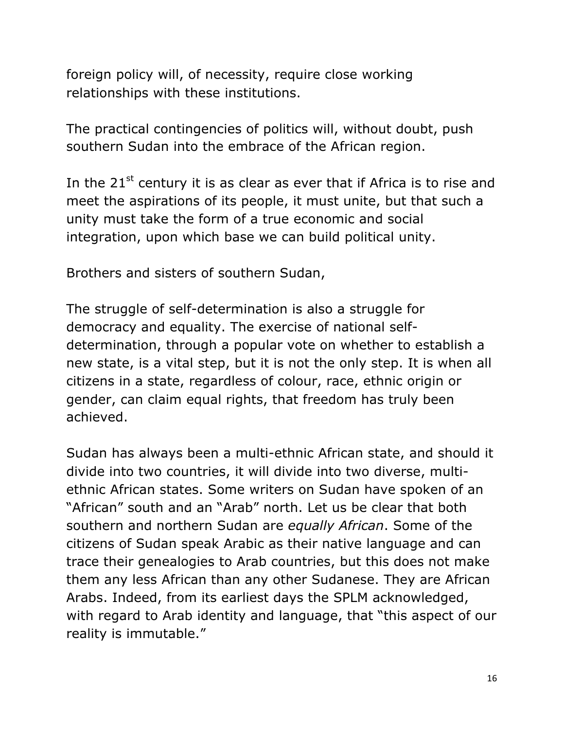foreign policy will, of necessity, require close working relationships with these institutions.

The practical contingencies of politics will, without doubt, push southern Sudan into the embrace of the African region.

In the 21st century it is as clear as ever that if Africa is to rise and meet the aspirations of its people, it must unite, but that such a unity must take the form of a true economic and social integration, upon which base we can build political unity.

Brothers and sisters of southern Sudan,

The struggle of self-determination is also a struggle for democracy and equality. The exercise of national self-determination, through a popular vote on whether to establish a new state, is a vital step, but it is not the only step. It is when all citizens in a state, regardless of colour, race, ethnic origin or gender, can claim equal rights, that freedom has truly been achieved.

Sudan has always been a multi-ethnic African state, and should it divide into two countries, it will divide into two diverse, multi-ethnic African states. Some writers on Sudan have spoken of an "African" south and an "Arab" north. Let us be clear that both southern and northern Sudan are *equally African*. Some of the citizens of Sudan speak Arabic as their native language and can trace their genealogies to Arab countries, but this does not make them any less African than any other Sudanese. They are African Arabs. Indeed, from its earliest days the SPLM acknowledged, with regard to Arab identity and language, that "this aspect of our reality is immutable."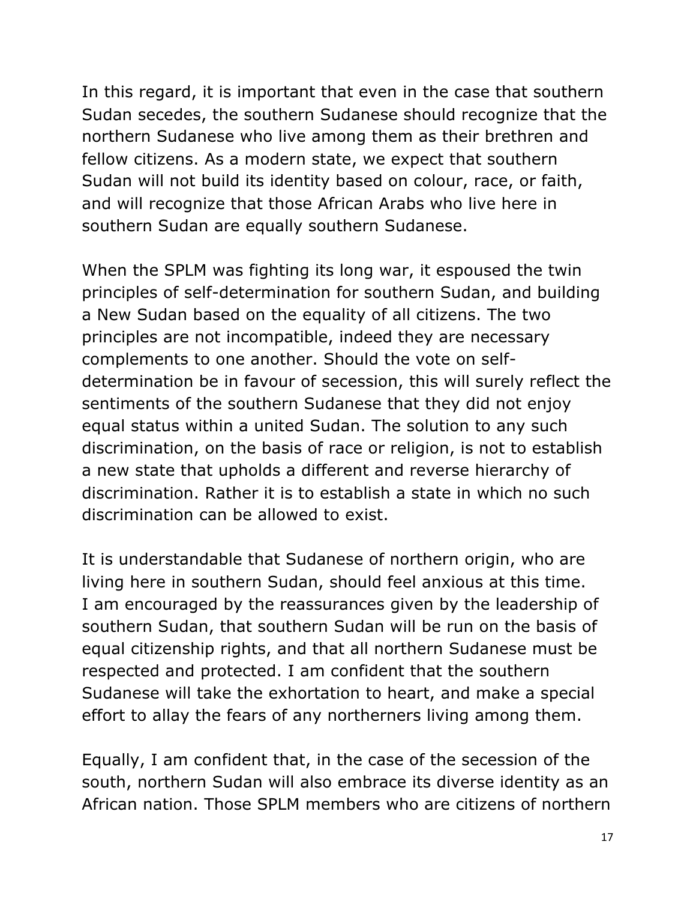In this regard, it is important that even in the case that southern Sudan secedes, the southern Sudanese should recognize that the northern Sudanese who live among them as their brethren and fellow citizens. As a modern state, we expect that southern Sudan will not build its identity based on colour, race, or faith, and will recognize that those African Arabs who live here in southern Sudan are equally southern Sudanese.

When the SPLM was fighting its long war, it espoused the twin principles of self-determination for southern Sudan, and building a New Sudan based on the equality of all citizens. The two principles are not incompatible, indeed they are necessary complements to one another. Should the vote on self-determination be in favour of secession, this will surely reflect the sentiments of the southern Sudanese that they did not enjoy equal status within a united Sudan. The solution to any such discrimination, on the basis of race or religion, is not to establish a new state that upholds a different and reverse hierarchy of discrimination. Rather it is to establish a state in which no such discrimination can be allowed to exist.

It is understandable that Sudanese of northern origin, who are living here in southern Sudan, should feel anxious at this time. I am encouraged by the reassurances given by the leadership of southern Sudan, that southern Sudan will be run on the basis of equal citizenship rights, and that all northern Sudanese must be respected and protected. I am confident that the southern Sudanese will take the exhortation to heart, and make a special effort to allay the fears of any northerners living among them.

Equally, I am confident that, in the case of the secession of the south, northern Sudan will also embrace its diverse identity as an African nation. Those SPLM members who are citizens of northern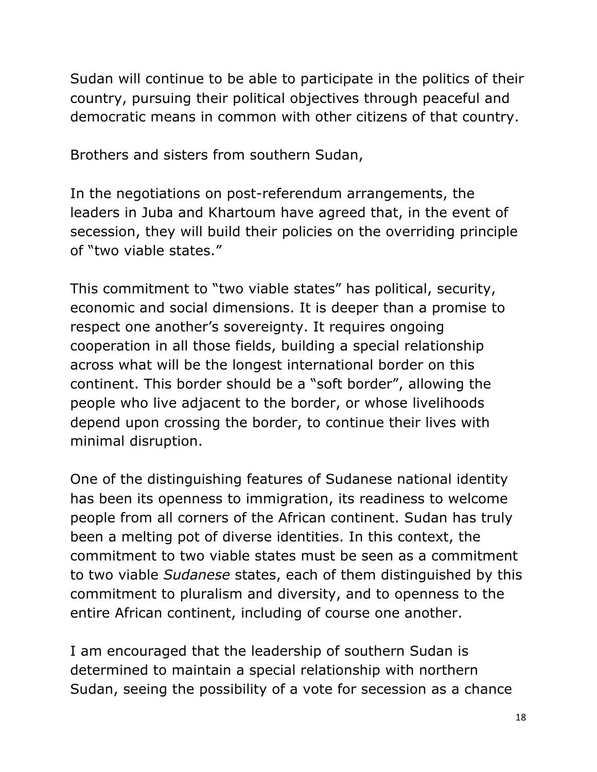Sudan will continue to be able to participate in the politics of their country, pursuing their political objectives through peaceful and democratic means in common with other citizens of that country.

Brothers and sisters from southern Sudan,

In the negotiations on post-referendum arrangements, the leaders in Juba and Khartoum have agreed that, in the event of secession, they will build their policies on the overriding principle of "two viable states."

This commitment to "two viable states" has political, security, economic and social dimensions. It is deeper than a promise to respect one another's sovereignty. It requires ongoing cooperation in all those fields, building a special relationship across what will be the longest international border on this continent. This border should be a "soft border", allowing the people who live adjacent to the border, or whose livelihoods depend upon crossing the border, to continue their lives with minimal disruption.

One of the distinguishing features of Sudanese national identity has been its openness to immigration, its readiness to welcome people from all corners of the African continent. Sudan has truly been a melting pot of diverse identities. In this context, the commitment to two viable states must be seen as a commitment to two viable *Sudanese* states, each of them distinguished by this commitment to pluralism and diversity, and to openness to the entire African continent, including of course one another.

I am encouraged that the leadership of southern Sudan is determined to maintain a special relationship with northern Sudan, seeing the possibility of a vote for secession as a chance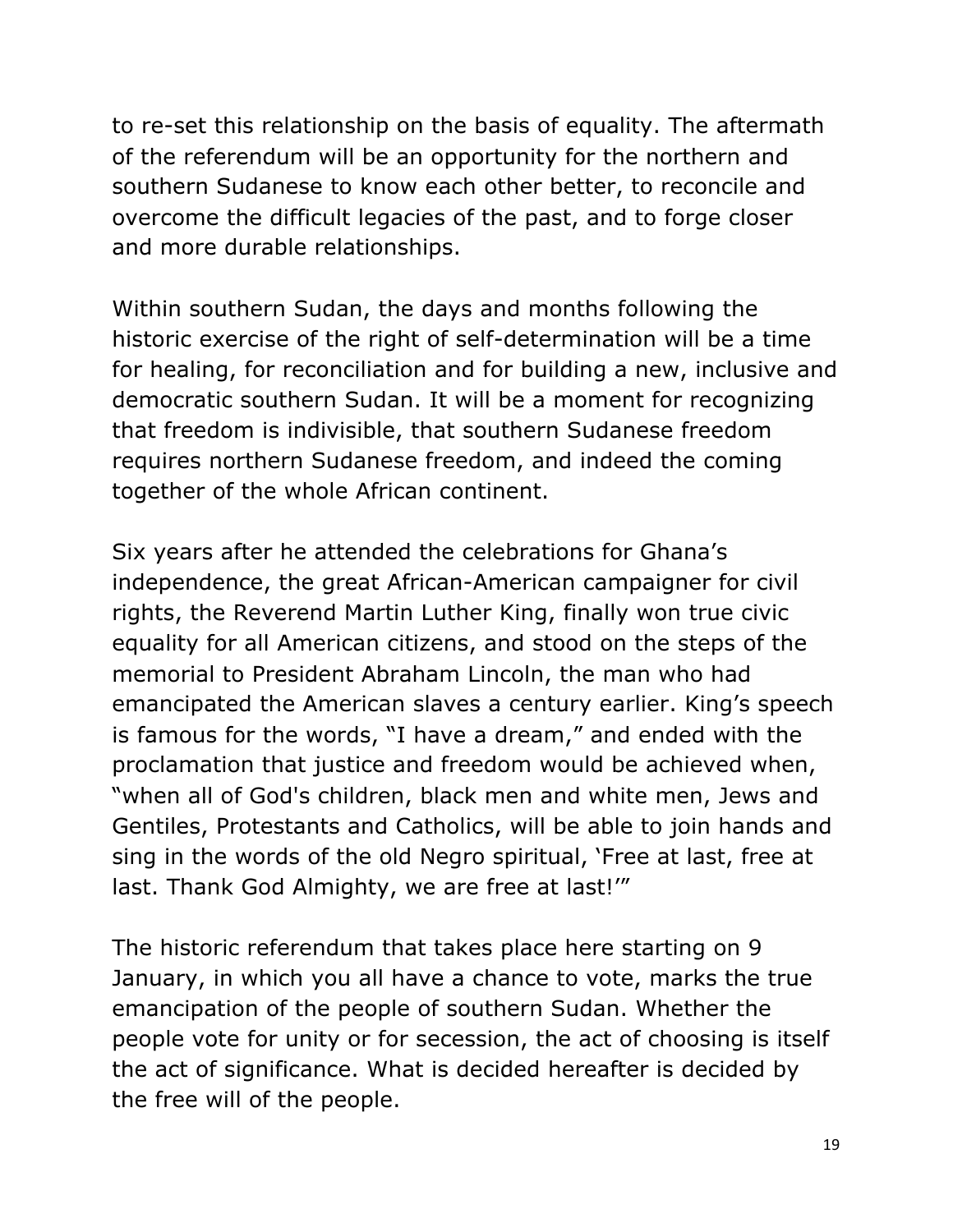to re-set this relationship on the basis of equality. The aftermath of the referendum will be an opportunity for the northern and southern Sudanese to know each other better, to reconcile and overcome the difficult legacies of the past, and to forge closer and more durable relationships.

Within southern Sudan, the days and months following the historic exercise of the right of self-determination will be a time for healing, for reconciliation and for building a new, inclusive and democratic southern Sudan. It will be a moment for recognizing that freedom is indivisible, that southern Sudanese freedom requires northern Sudanese freedom, and indeed the coming together of the whole African continent.

Six years after he attended the celebrations for Ghana's independence, the great African-American campaigner for civil rights, the Reverend Martin Luther King, finally won true civic equality for all American citizens, and stood on the steps of the memorial to President Abraham Lincoln, the man who had emancipated the American slaves a century earlier. King's speech is famous for the words, "I have a dream," and ended with the proclamation that justice and freedom would be achieved when, "when all of God's children, black men and white men, Jews and Gentiles, Protestants and Catholics, will be able to join hands and sing in the words of the old Negro spiritual, 'Free at last, free at last. Thank God Almighty, we are free at last!'"

The historic referendum that takes place here starting on 9 January, in which you all have a chance to vote, marks the true emancipation of the people of southern Sudan. Whether the people vote for unity or for secession, the act of choosing is itself the act of significance. What is decided hereafter is decided by the free will of the people.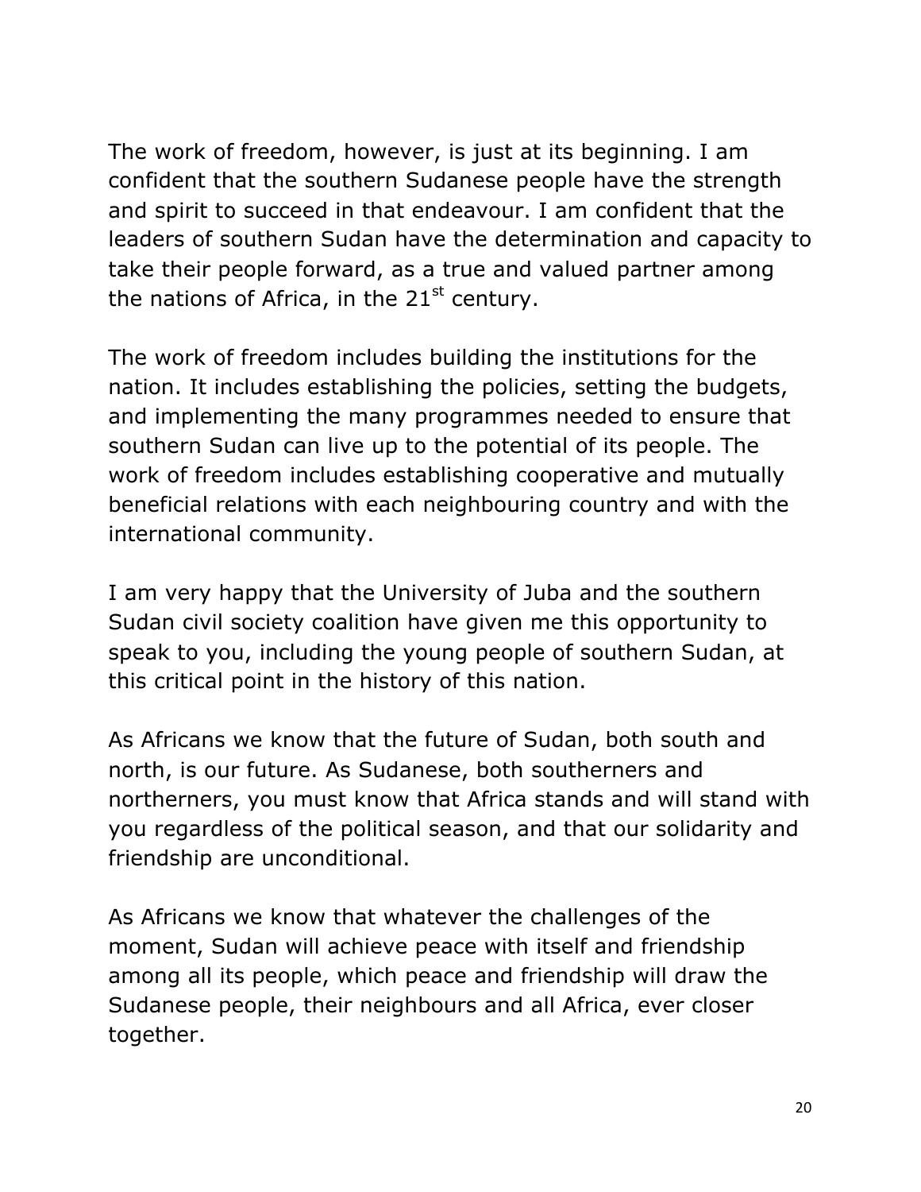The work of freedom, however, is just at its beginning. I am confident that the southern Sudanese people have the strength and spirit to succeed in that endeavour. I am confident that the leaders of southern Sudan have the determination and capacity to take their people forward, as a true and valued partner among the nations of Africa, in the 21st century.

The work of freedom includes building the institutions for the nation. It includes establishing the policies, setting the budgets, and implementing the many programmes needed to ensure that southern Sudan can live up to the potential of its people. The work of freedom includes establishing cooperative and mutually beneficial relations with each neighbouring country and with the international community.

I am very happy that the University of Juba and the southern Sudan civil society coalition have given me this opportunity to speak to you, including the young people of southern Sudan, at this critical point in the history of this nation.

As Africans we know that the future of Sudan, both south and north, is our future. As Sudanese, both southerners and northerners, you must know that Africa stands and will stand with you regardless of the political season, and that our solidarity and friendship are unconditional.

As Africans we know that whatever the challenges of the moment, Sudan will achieve peace with itself and friendship among all its people, which peace and friendship will draw the Sudanese people, their neighbours and all Africa, ever closer together.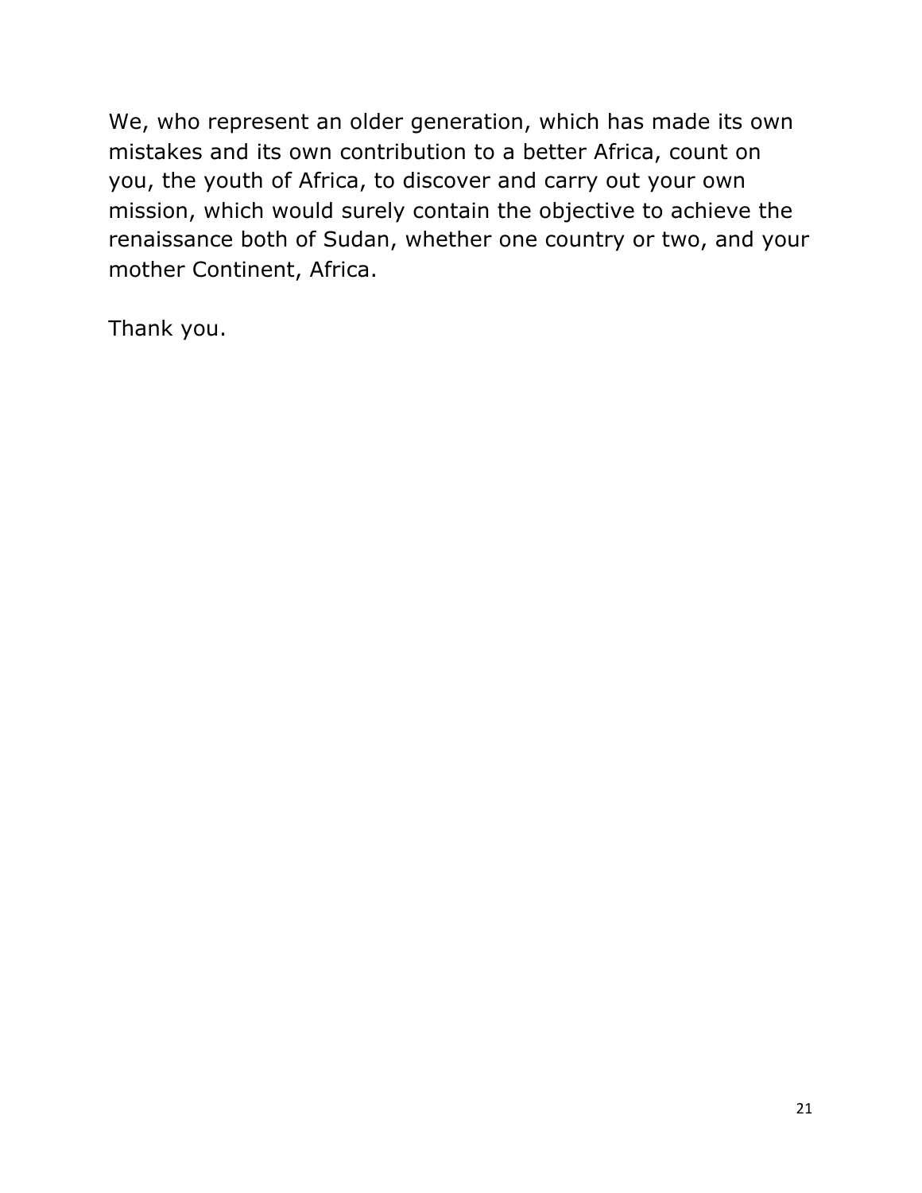We, who represent an older generation, which has made its own mistakes and its own contribution to a better Africa, count on you, the youth of Africa, to discover and carry out your own mission, which would surely contain the objective to achieve the renaissance both of Sudan, whether one country or two, and your mother Continent, Africa.

Thank you.